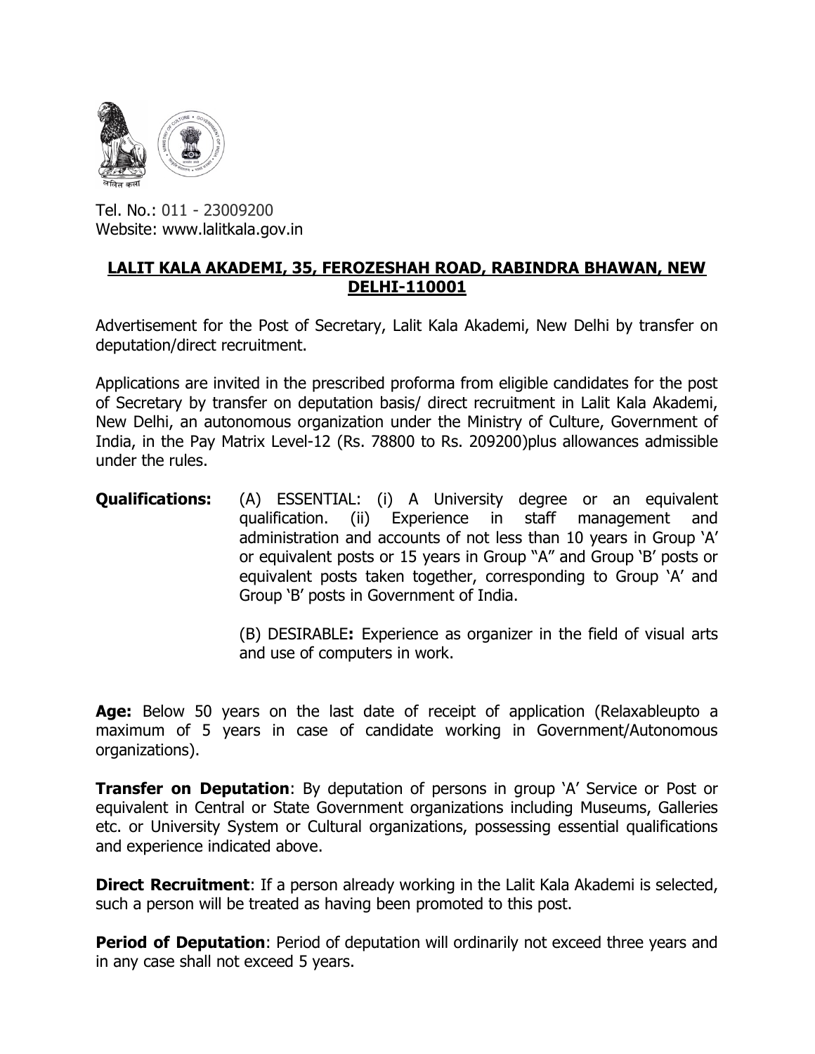Tel. No.: 011 - 23009200
Website: www.lalitkala.gov.in

## LALIT KALA AKADEMI, 35, FEROZESHAH ROAD, RABINDRA BHAWAN, NEW DELHI-110001

Advertisement for the Post of Secretary, Lalit Kala Akademi, New Delhi by transfer on deputation/direct recruitment.

Applications are invited in the prescribed proforma from eligible candidates for the post of Secretary by transfer on deputation basis/ direct recruitment in Lalit Kala Akademi, New Delhi, an autonomous organization under the Ministry of Culture, Government of India, in the Pay Matrix Level-12 (Rs. 78800 to Rs. 209200)plus allowances admissible under the rules.

**Qualifications:** (A) ESSENTIAL: (i) A University degree or an equivalent qualification. (ii) Experience in staff management and administration and accounts of not less than 10 years in Group 'A' or equivalent posts or 15 years in Group "A" and Group 'B' posts or equivalent posts taken together, corresponding to Group 'A' and Group 'B' posts in Government of India.

(B) DESIRABLE**:** Experience as organizer in the field of visual arts and use of computers in work.

**Age:** Below 50 years on the last date of receipt of application (Relaxableupto a maximum of 5 years in case of candidate working in Government/Autonomous organizations).

**Transfer on Deputation**: By deputation of persons in group 'A' Service or Post or equivalent in Central or State Government organizations including Museums, Galleries etc. or University System or Cultural organizations, possessing essential qualifications and experience indicated above.

**Direct Recruitment**: If a person already working in the Lalit Kala Akademi is selected, such a person will be treated as having been promoted to this post.

**Period of Deputation**: Period of deputation will ordinarily not exceed three years and in any case shall not exceed 5 years.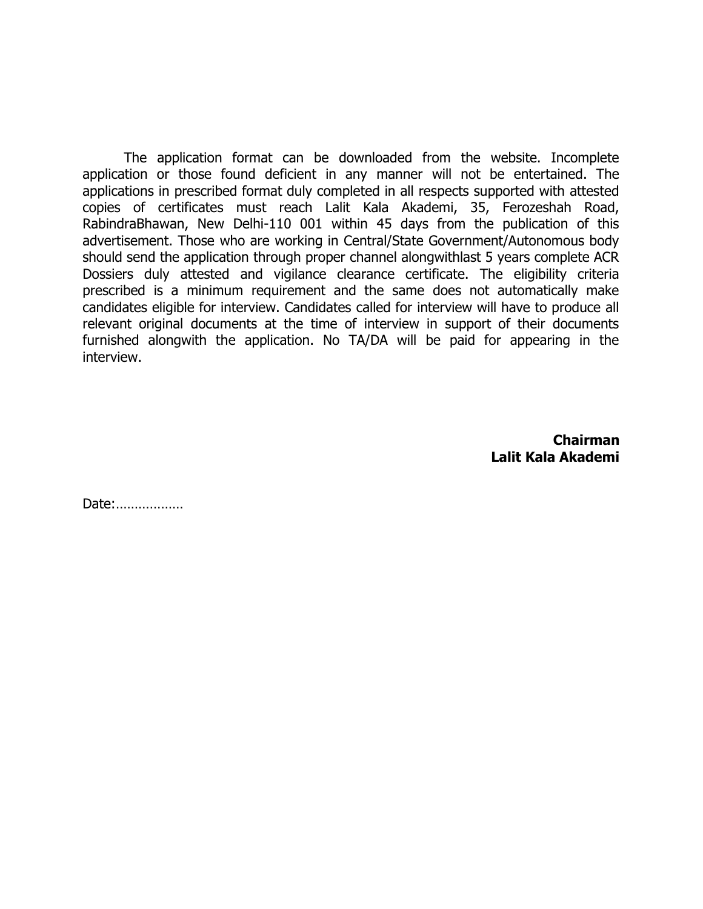The application format can be downloaded from the website. Incomplete application or those found deficient in any manner will not be entertained. The applications in prescribed format duly completed in all respects supported with attested copies of certificates must reach Lalit Kala Akademi, 35, Ferozeshah Road, RabindraBhawan, New Delhi-110 001 within 45 days from the publication of this advertisement. Those who are working in Central/State Government/Autonomous body should send the application through proper channel alongwithlast 5 years complete ACR Dossiers duly attested and vigilance clearance certificate. The eligibility criteria prescribed is a minimum requirement and the same does not automatically make candidates eligible for interview. Candidates called for interview will have to produce all relevant original documents at the time of interview in support of their documents furnished alongwith the application. No TA/DA will be paid for appearing in the interview.

**Chairman**
**Lalit Kala Akademi**

Date:………………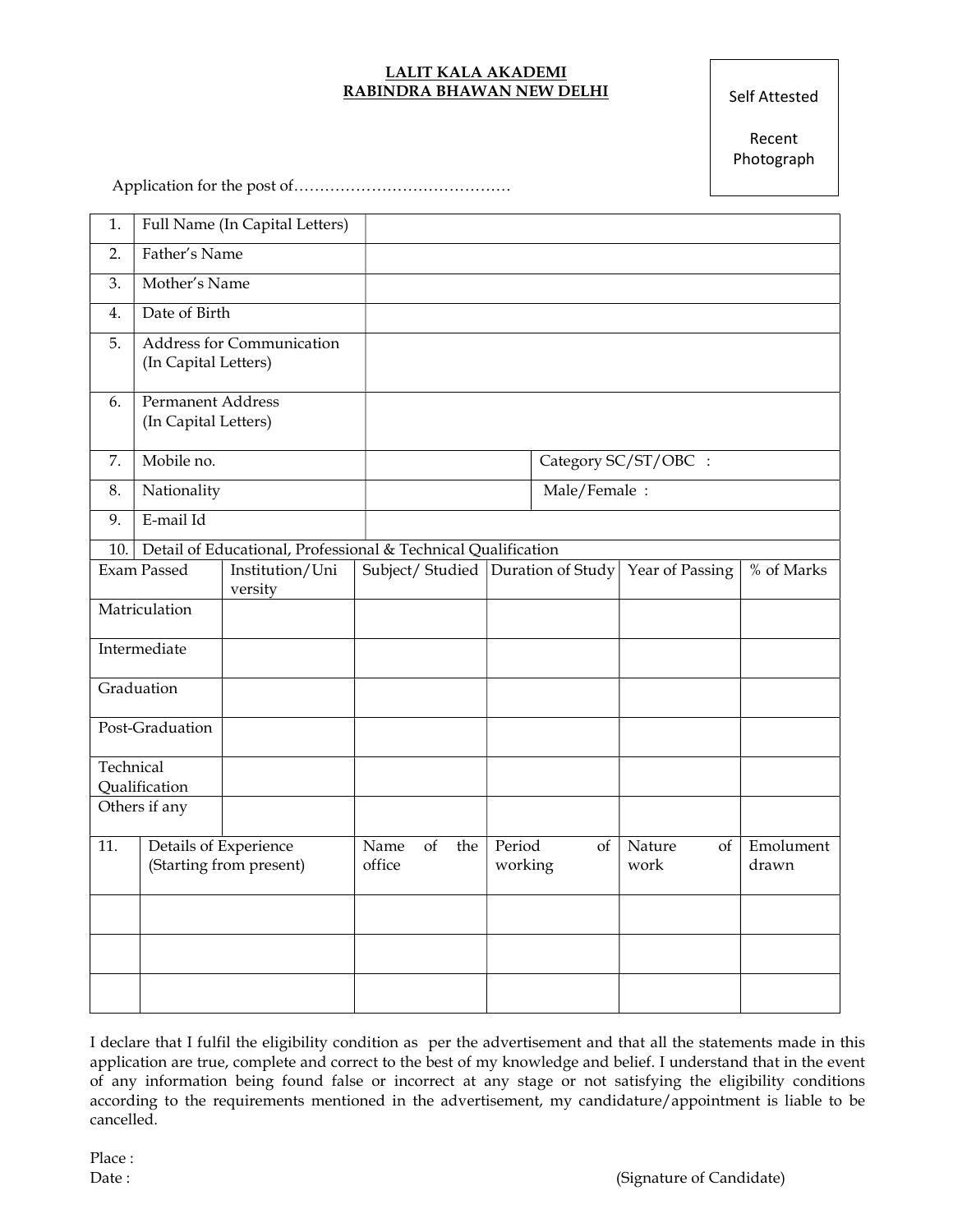**LALIT KALA AKADEMI**
**RABINDRA BHAWAN NEW DELHI**

Self Attested

Recent Photograph

Application for the post of……………………………………

| | | | | |
|---|---|---|---|---|
| 1. | Full Name (In Capital Letters) | | | |
| 2. | Father's Name | | | |
| 3. | Mother's Name | | | |
| 4. | Date of Birth | | | |
| 5. | Address for Communication (In Capital Letters) | | | |
| 6. | Permanent Address (In Capital Letters) | | | |
| 7. | Mobile no. | | Category SC/ST/OBC : | |
| 8. | Nationality | | Male/Female : | |
| 9. | E-mail Id | | | |
| 10. | Detail of Educational, Professional & Technical Qualification | | | |

| Exam Passed | Institution/University | Subject/ Studied | Duration of Study | Year of Passing | % of Marks |
|---|---|---|---|---|---|
| Matriculation | | | | | |
| Intermediate | | | | | |
| Graduation | | | | | |
| Post-Graduation | | | | | |
| Technical Qualification | | | | | |
| Others if any | | | | | |

| 11. | Details of Experience (Starting from present) | Name of the office | Period of working | Nature of work | Emolument drawn |
|---|---|---|---|---|---|
| | | | | | |
| | | | | | |
| | | | | | |

I declare that I fulfil the eligibility condition as per the advertisement and that all the statements made in this application are true, complete and correct to the best of my knowledge and belief. I understand that in the event of any information being found false or incorrect at any stage or not satisfying the eligibility conditions according to the requirements mentioned in the advertisement, my candidature/appointment is liable to be cancelled.

Place :

Date : (Signature of Candidate)